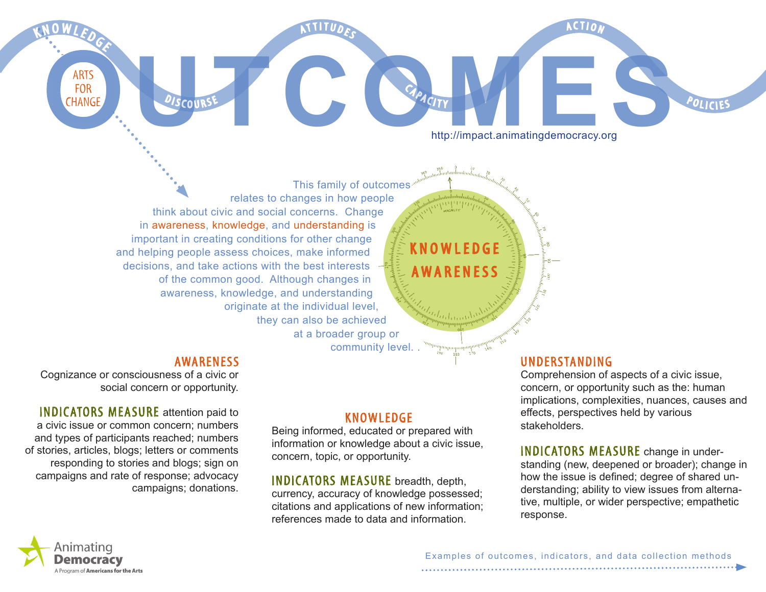# OUTCOMES

KNOWLEDGE · DISCOURSE · ATTITUDES · CAPACITY · ACTION · POLICIES

ARTS FOR CHANGE

http://impact.animatingdemocracy.org

## KNOWLEDGE AWARENESS

This family of outcomes relates to changes in how people think about civic and social concerns. Change in awareness, knowledge, and understanding is important in creating conditions for other change and helping people assess choices, make informed decisions, and take actions with the best interests of the common good. Although changes in awareness, knowledge, and understanding originate at the individual level, they can also be achieved at a broader group or community level. .

### AWARENESS

Cognizance or consciousness of a civic or social concern or opportunity.

**INDICATORS MEASURE** attention paid to a civic issue or common concern; numbers and types of participants reached; numbers of stories, articles, blogs; letters or comments responding to stories and blogs; sign on campaigns and rate of response; advocacy campaigns; donations.

### KNOWLEDGE

Being informed, educated or prepared with information or knowledge about a civic issue, concern, topic, or opportunity.

**INDICATORS MEASURE** breadth, depth, currency, accuracy of knowledge possessed; citations and applications of new information; references made to data and information.

### UNDERSTANDING

Comprehension of aspects of a civic issue, concern, or opportunity such as the: human implications, complexities, nuances, causes and effects, perspectives held by various stakeholders.

**INDICATORS MEASURE** change in understanding (new, deepened or broader); change in how the issue is defined; degree of shared understanding; ability to view issues from alternative, multiple, or wider perspective; empathetic response.

Animating Democracy
A Program of Americans for the Arts

Examples of outcomes, indicators, and data collection methods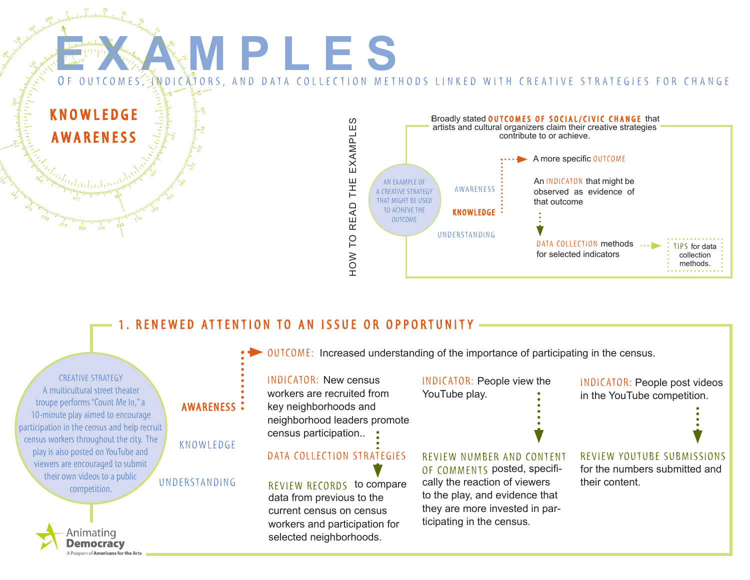# EXAMPLES

OF OUTCOMES, INDICATORS, AND DATA COLLECTION METHODS LINKED WITH CREATIVE STRATEGIES FOR CHANGE

## KNOWLEDGE AWARENESS

### HOW TO READ THE EXAMPLES

Broadly stated **OUTCOMES OF SOCIAL/CIVIC CHANGE** that artists and cultural organizers claim their creative strategies contribute to or achieve.

AN EXAMPLE OF A CREATIVE STRATEGY THAT MIGHT BE USED TO ACHIEVE THE OUTCOME

AWARENESS

**KNOWLEDGE**

UNDERSTANDING

A more specific OUTCOME

An INDICATOR that might be observed as evidence of that outcome

DATA COLLECTION methods for selected indicators

TIPS for data collection methods.

## 1. RENEWED ATTENTION TO AN ISSUE OR OPPORTUNITY

CREATIVE STRATEGY
A multicultural street theater troupe performs "Count Me In," a 10-minute play aimed to encourage participation in the census and help recruit census workers throughout the city. The play is also posted on YouTube and viewers are encouraged to submit their own videos to a public competition.

**AWARENESS**

KNOWLEDGE

UNDERSTANDING

OUTCOME: Increased understanding of the importance of participating in the census.

INDICATOR: New census workers are recruited from key neighborhoods and neighborhood leaders promote census participation..

DATA COLLECTION STRATEGIES

REVIEW RECORDS to compare data from previous to the current census on census workers and participation for selected neighborhoods.

INDICATOR: People view the YouTube play.

REVIEW NUMBER AND CONTENT OF COMMENTS posted, specifically the reaction of viewers to the play, and evidence that they are more invested in participating in the census.

INDICATOR: People post videos in the YouTube competition.

REVIEW YOUTUBE SUBMISSIONS for the numbers submitted and their content.

Animating Democracy
A Program of Americans for the Arts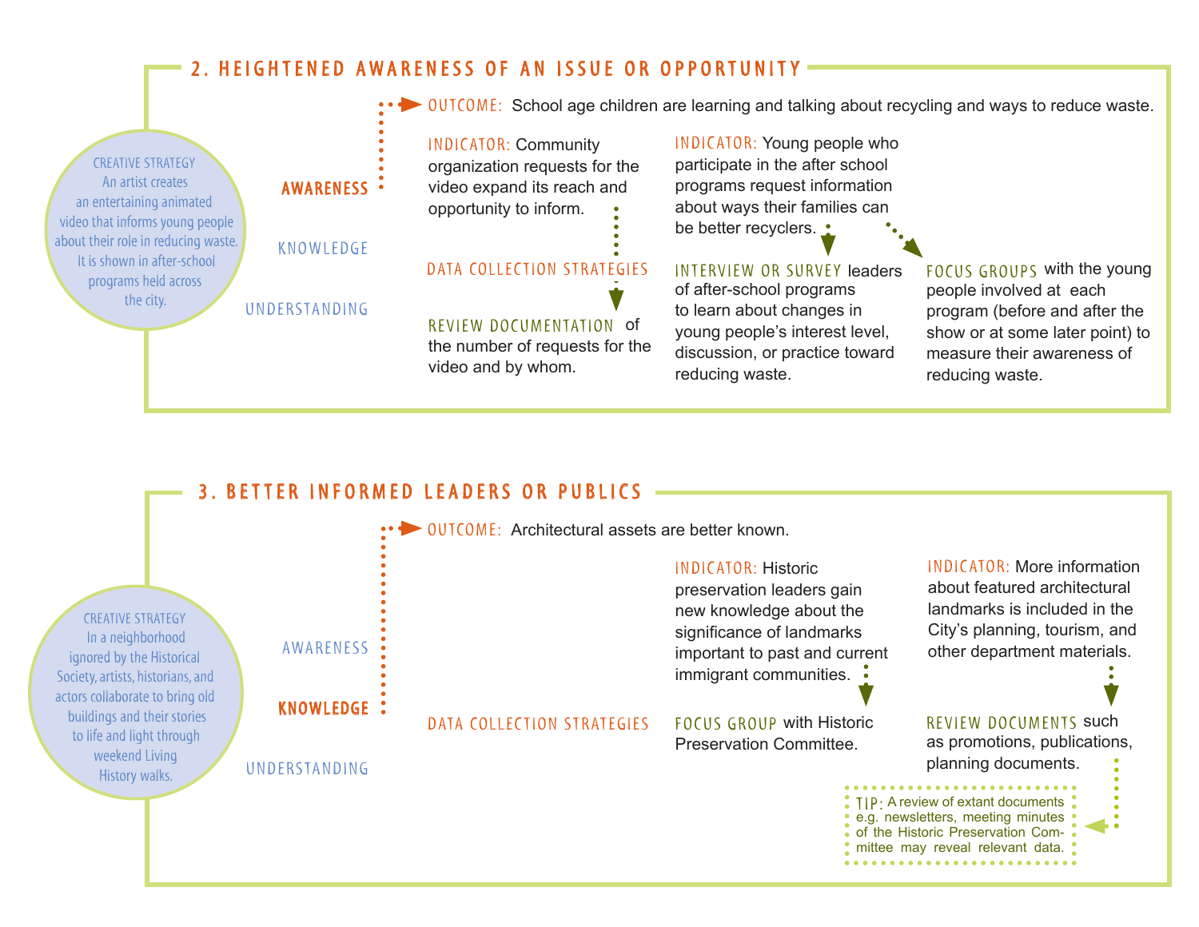## 2. HEIGHTENED AWARENESS OF AN ISSUE OR OPPORTUNITY

**CREATIVE STRATEGY**
An artist creates an entertaining animated video that informs young people about their role in reducing waste. It is shown in after-school programs held across the city.

**AWARENESS**

KNOWLEDGE

UNDERSTANDING

**OUTCOME:** School age children are learning and talking about recycling and ways to reduce waste.

**INDICATOR:** Community organization requests for the video expand its reach and opportunity to inform.

**INDICATOR:** Young people who participate in the after school programs request information about ways their families can be better recyclers.

**DATA COLLECTION STRATEGIES**

**REVIEW DOCUMENTATION** of the number of requests for the video and by whom.

**INTERVIEW OR SURVEY** leaders of after-school programs to learn about changes in young people's interest level, discussion, or practice toward reducing waste.

**FOCUS GROUPS** with the young people involved at each program (before and after the show or at some later point) to measure their awareness of reducing waste.

## 3. BETTER INFORMED LEADERS OR PUBLICS

**CREATIVE STRATEGY**
In a neighborhood ignored by the Historical Society, artists, historians, and actors collaborate to bring old buildings and their stories to life and light through weekend Living History walks.

AWARENESS

**KNOWLEDGE**

UNDERSTANDING

**OUTCOME:** Architectural assets are better known.

**INDICATOR:** Historic preservation leaders gain new knowledge about the significance of landmarks important to past and current immigrant communities.

**INDICATOR:** More information about featured architectural landmarks is included in the City's planning, tourism, and other department materials.

**DATA COLLECTION STRATEGIES**

**FOCUS GROUP** with Historic Preservation Committee.

**REVIEW DOCUMENTS** such as promotions, publications, planning documents.

**TIP:** A review of extant documents e.g. newsletters, meeting minutes of the Historic Preservation Committee may reveal relevant data.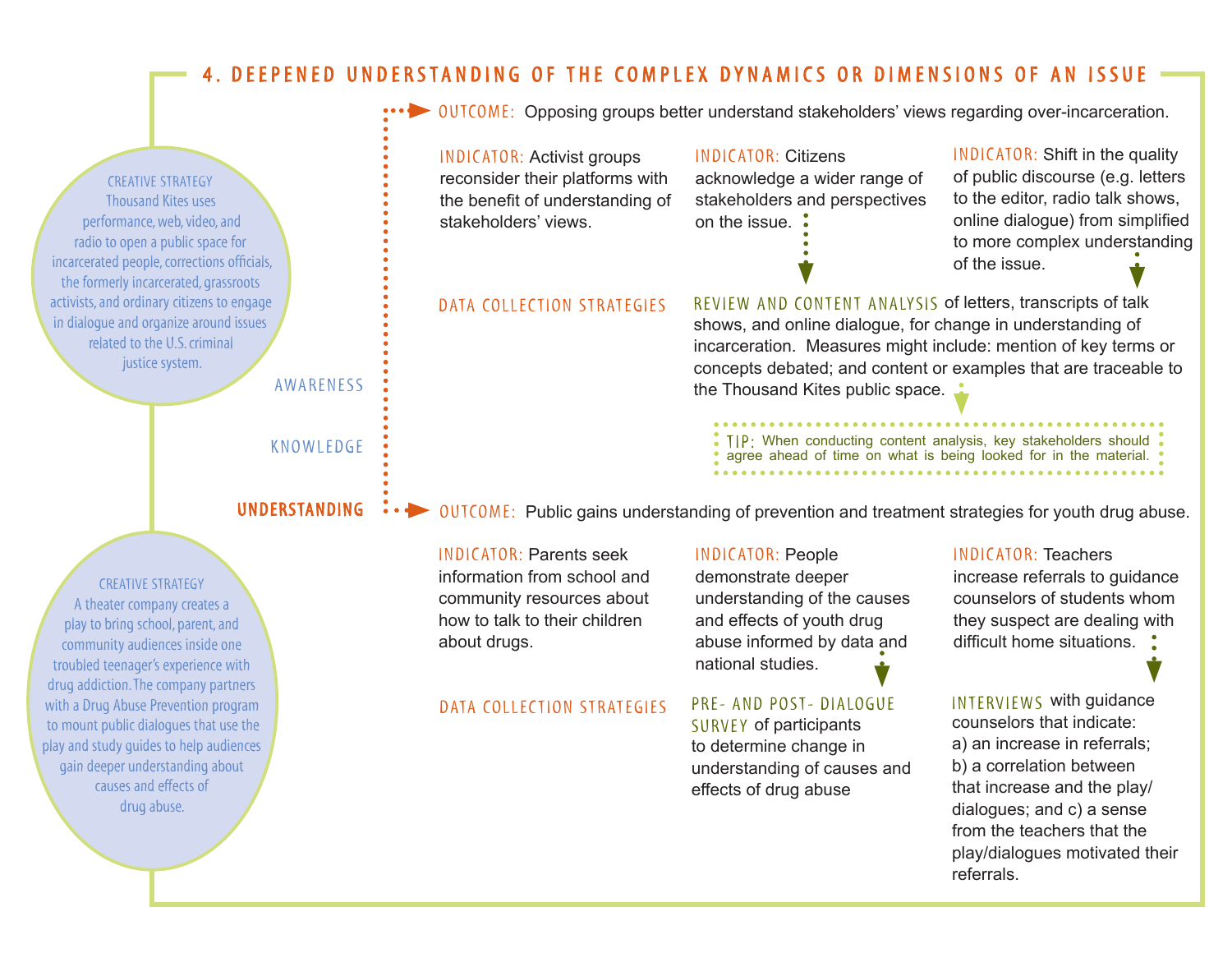# 4. DEEPENED UNDERSTANDING OF THE COMPLEX DYNAMICS OR DIMENSIONS OF AN ISSUE

AWARENESS

KNOWLEDGE

**UNDERSTANDING**

**CREATIVE STRATEGY**

Thousand Kites uses performance, web, video, and radio to open a public space for incarcerated people, corrections officials, the formerly incarcerated, grassroots activists, and ordinary citizens to engage in dialogue and organize around issues related to the U.S. criminal justice system.

**OUTCOME:** Opposing groups better understand stakeholders' views regarding over-incarceration.

**INDICATOR:** Activist groups reconsider their platforms with the benefit of understanding of stakeholders' views.

**INDICATOR:** Citizens acknowledge a wider range of stakeholders and perspectives on the issue.

**INDICATOR:** Shift in the quality of public discourse (e.g. letters to the editor, radio talk shows, online dialogue) from simplified to more complex understanding of the issue.

**DATA COLLECTION STRATEGIES**

**REVIEW AND CONTENT ANALYSIS** of letters, transcripts of talk shows, and online dialogue, for change in understanding of incarceration. Measures might include: mention of key terms or concepts debated; and content or examples that are traceable to the Thousand Kites public space.

**TIP:** When conducting content analysis, key stakeholders should agree ahead of time on what is being looked for in the material.

**CREATIVE STRATEGY**

A theater company creates a play to bring school, parent, and community audiences inside one troubled teenager's experience with drug addiction. The company partners with a Drug Abuse Prevention program to mount public dialogues that use the play and study guides to help audiences gain deeper understanding about causes and effects of drug abuse.

**OUTCOME:** Public gains understanding of prevention and treatment strategies for youth drug abuse.

**INDICATOR:** Parents seek information from school and community resources about how to talk to their children about drugs.

**INDICATOR:** People demonstrate deeper understanding of the causes and effects of youth drug abuse informed by data and national studies.

**INDICATOR:** Teachers increase referrals to guidance counselors of students whom they suspect are dealing with difficult home situations.

**DATA COLLECTION STRATEGIES**

**PRE- AND POST- DIALOGUE SURVEY** of participants to determine change in understanding of causes and effects of drug abuse

**INTERVIEWS** with guidance counselors that indicate:
a) an increase in referrals;
b) a correlation between that increase and the play/dialogues; and c) a sense from the teachers that the play/dialogues motivated their referrals.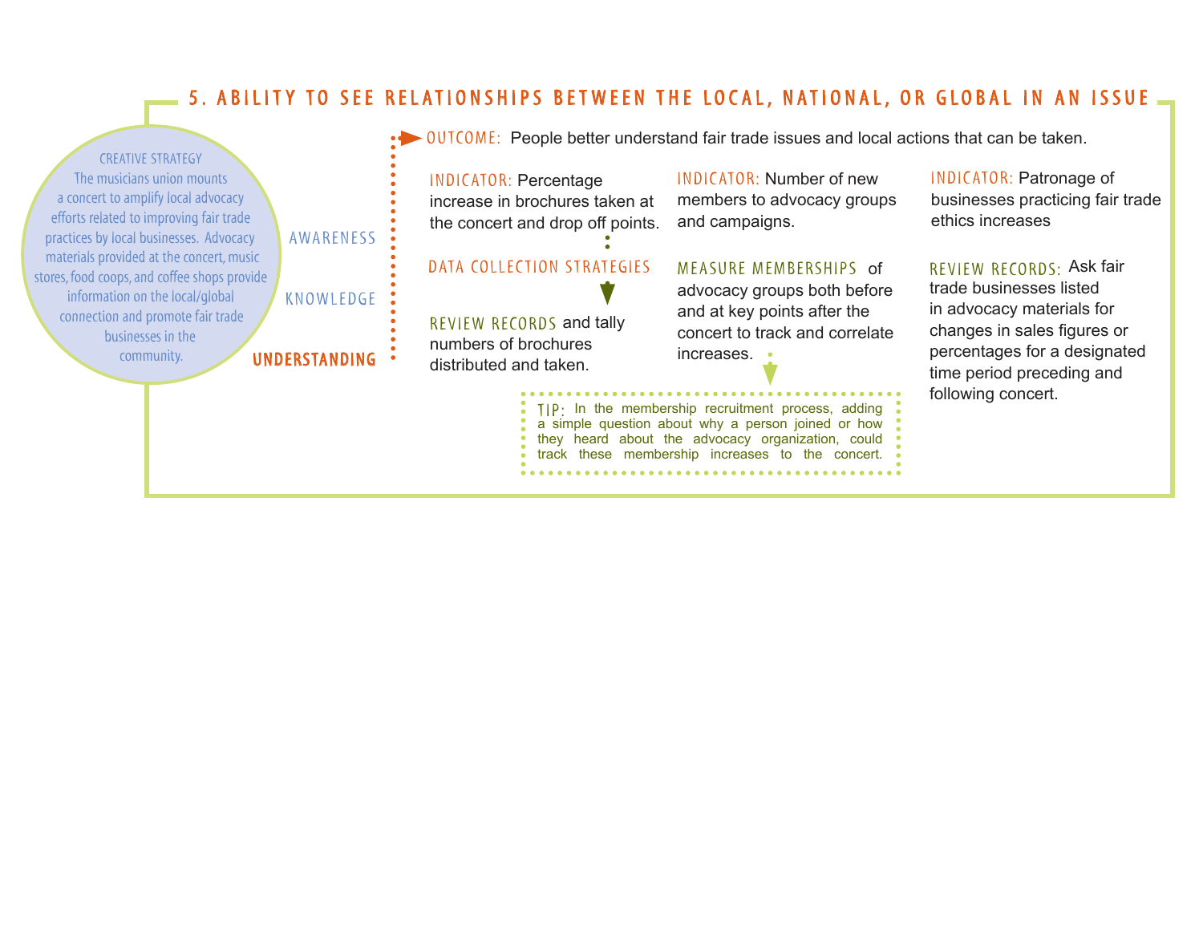## 5. ABILITY TO SEE RELATIONSHIPS BETWEEN THE LOCAL, NATIONAL, OR GLOBAL IN AN ISSUE

**CREATIVE STRATEGY**
The musicians union mounts a concert to amplify local advocacy efforts related to improving fair trade practices by local businesses. Advocacy materials provided at the concert, music stores, food coops, and coffee shops provide information on the local/global connection and promote fair trade businesses in the community.

AWARENESS

KNOWLEDGE

**UNDERSTANDING**

**OUTCOME:** People better understand fair trade issues and local actions that can be taken.

**INDICATOR:** Percentage increase in brochures taken at the concert and drop off points.

**DATA COLLECTION STRATEGIES**

**REVIEW RECORDS** and tally numbers of brochures distributed and taken.

**INDICATOR:** Number of new members to advocacy groups and campaigns.

**MEASURE MEMBERSHIPS** of advocacy groups both before and at key points after the concert to track and correlate increases.

**TIP:** In the membership recruitment process, adding a simple question about why a person joined or how they heard about the advocacy organization, could track these membership increases to the concert.

**INDICATOR:** Patronage of businesses practicing fair trade ethics increases

**REVIEW RECORDS:** Ask fair trade businesses listed in advocacy materials for changes in sales figures or percentages for a designated time period preceding and following concert.